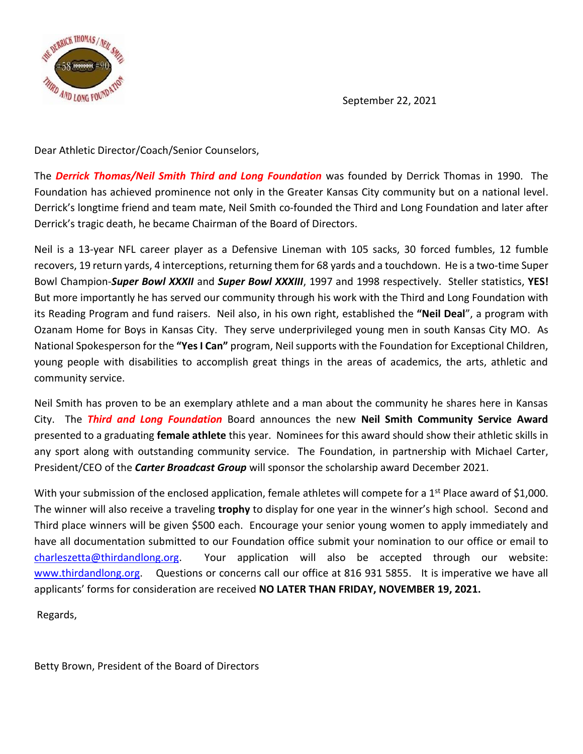September 22, 2021

Dear Athletic Director/Coach/Senior Counselors,

The ***Derrick Thomas/Neil Smith Third and Long Foundation*** was founded by Derrick Thomas in 1990. The Foundation has achieved prominence not only in the Greater Kansas City community but on a national level. Derrick's longtime friend and team mate, Neil Smith co-founded the Third and Long Foundation and later after Derrick's tragic death, he became Chairman of the Board of Directors.

Neil is a 13-year NFL career player as a Defensive Lineman with 105 sacks, 30 forced fumbles, 12 fumble recovers, 19 return yards, 4 interceptions, returning them for 68 yards and a touchdown. He is a two-time Super Bowl Champion-***Super Bowl XXXII*** and ***Super Bowl XXXIII***, 1997 and 1998 respectively. Steller statistics, **YES!** But more importantly he has served our community through his work with the Third and Long Foundation with its Reading Program and fund raisers. Neil also, in his own right, established the **"Neil Deal**", a program with Ozanam Home for Boys in Kansas City. They serve underprivileged young men in south Kansas City MO. As National Spokesperson for the **"Yes I Can"** program, Neil supports with the Foundation for Exceptional Children, young people with disabilities to accomplish great things in the areas of academics, the arts, athletic and community service.

Neil Smith has proven to be an exemplary athlete and a man about the community he shares here in Kansas City. The ***Third and Long Foundation*** Board announces the new **Neil Smith Community Service Award** presented to a graduating **female athlete** this year. Nominees for this award should show their athletic skills in any sport along with outstanding community service. The Foundation, in partnership with Michael Carter, President/CEO of the ***Carter Broadcast Group*** will sponsor the scholarship award December 2021.

With your submission of the enclosed application, female athletes will compete for a 1st Place award of $1,000. The winner will also receive a traveling **trophy** to display for one year in the winner's high school. Second and Third place winners will be given $500 each. Encourage your senior young women to apply immediately and have all documentation submitted to our Foundation office submit your nomination to our office or email to charleszetta@thirdandlong.org. Your application will also be accepted through our website: www.thirdandlong.org. Questions or concerns call our office at 816 931 5855. It is imperative we have all applicants' forms for consideration are received **NO LATER THAN FRIDAY, NOVEMBER 19, 2021.**

Regards,

Betty Brown, President of the Board of Directors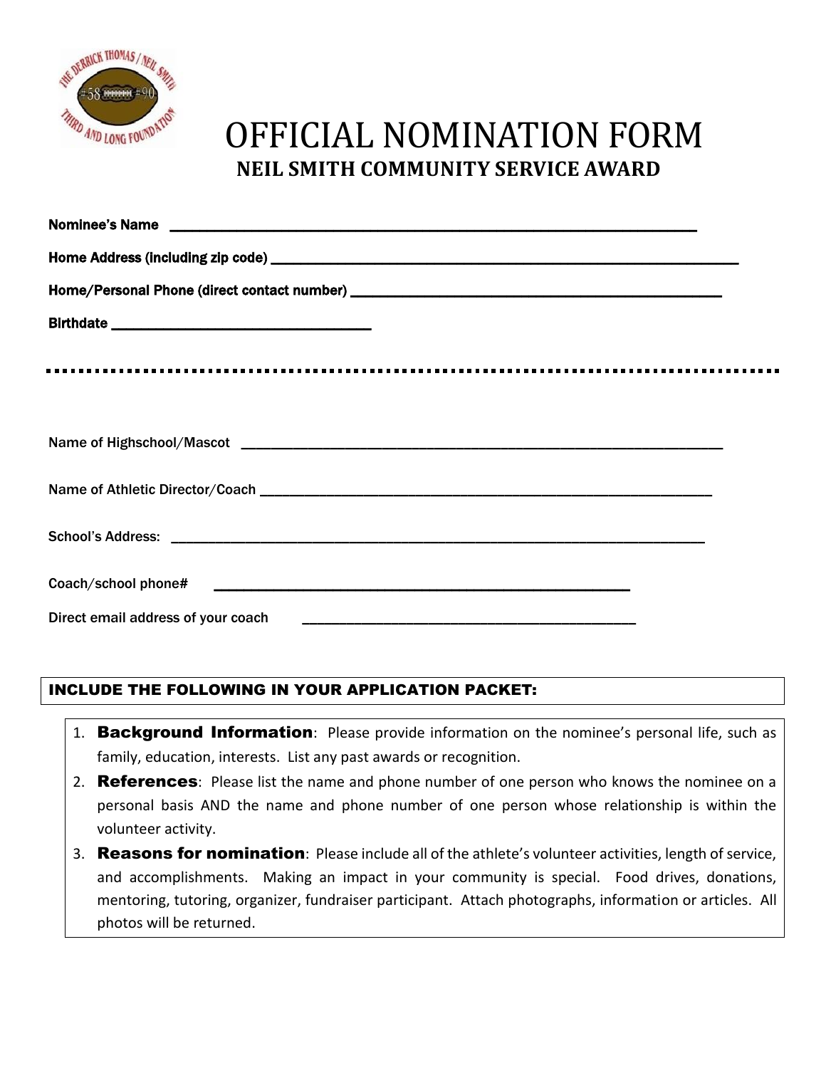# OFFICIAL NOMINATION FORM

## NEIL SMITH COMMUNITY SERVICE AWARD

**Nominee's Name** ________________________________________________________________

**Home Address (including zip code)** ________________________________________________________

**Home/Personal Phone (direct contact number)** ________________________________________

**Birthdate** ______________________________

---

Name of Highschool/Mascot ________________________________________________________

Name of Athletic Director/Coach ___________________________________________________

School's Address: ______________________________________________________________

Coach/school phone# ____________________________________________

Direct email address of your coach ____________________________________

**INCLUDE THE FOLLOWING IN YOUR APPLICATION PACKET:**

1. **Background Information**: Please provide information on the nominee's personal life, such as family, education, interests. List any past awards or recognition.
2. **References**: Please list the name and phone number of one person who knows the nominee on a personal basis AND the name and phone number of one person whose relationship is within the volunteer activity.
3. **Reasons for nomination**: Please include all of the athlete's volunteer activities, length of service, and accomplishments. Making an impact in your community is special. Food drives, donations, mentoring, tutoring, organizer, fundraiser participant. Attach photographs, information or articles. All photos will be returned.